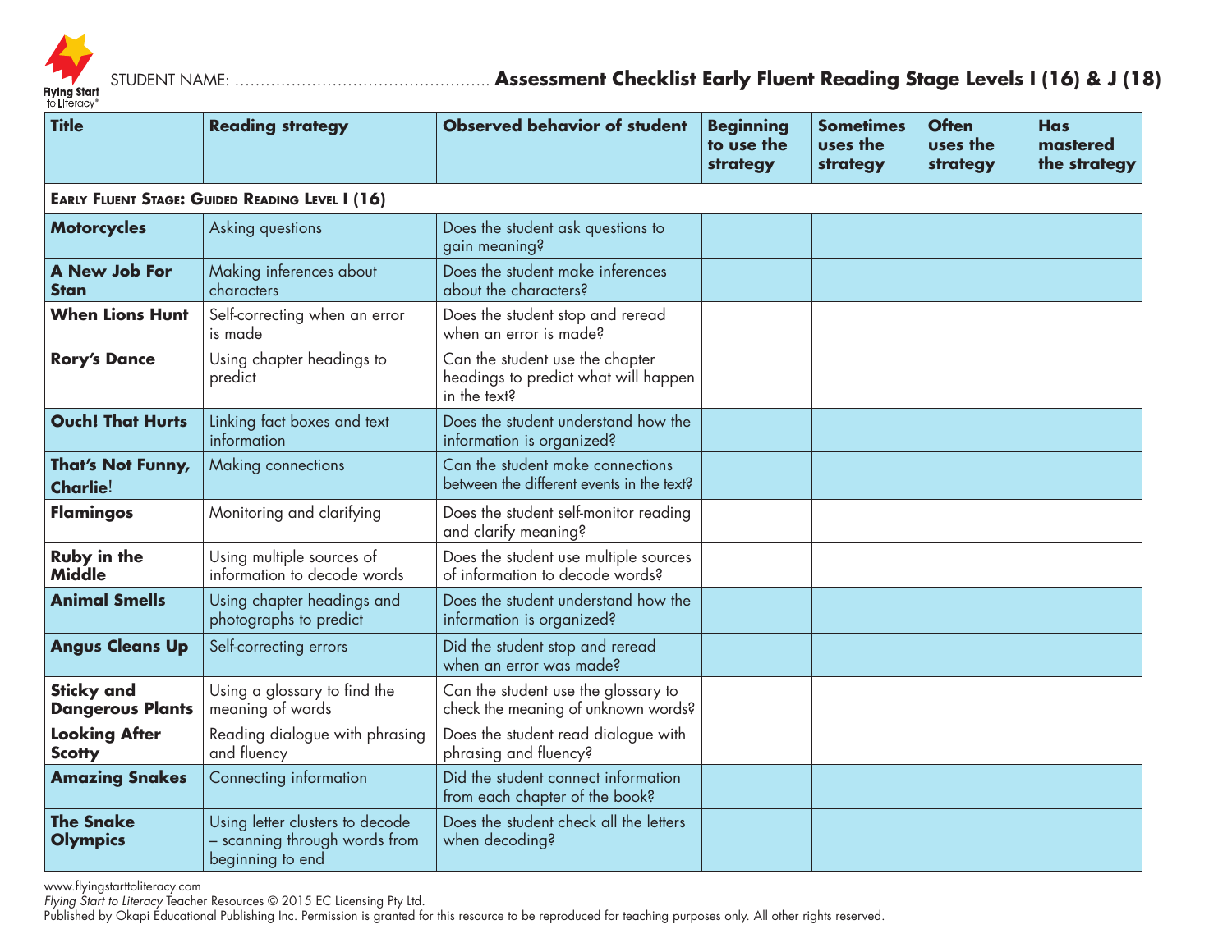STUDENT NAME: ………………………………………….. **Assessment Checklist Early Fluent Reading Stage Levels I (16) & J (18)**

| Title | Reading strategy | Observed behavior of student | Beginning to use the strategy | Sometimes uses the strategy | Often uses the strategy | Has mastered the strategy |
|---|---|---|---|---|---|---|
| **EARLY FLUENT STAGE: GUIDED READING LEVEL I (16)** | | | | | | |
| **Motorcycles** | Asking questions | Does the student ask questions to gain meaning? | | | | |
| **A New Job For Stan** | Making inferences about characters | Does the student make inferences about the characters? | | | | |
| **When Lions Hunt** | Self-correcting when an error is made | Does the student stop and reread when an error is made? | | | | |
| **Rory's Dance** | Using chapter headings to predict | Can the student use the chapter headings to predict what will happen in the text? | | | | |
| **Ouch! That Hurts** | Linking fact boxes and text information | Does the student understand how the information is organized? | | | | |
| **That's Not Funny, Charlie!** | Making connections | Can the student make connections between the different events in the text? | | | | |
| **Flamingos** | Monitoring and clarifying | Does the student self-monitor reading and clarify meaning? | | | | |
| **Ruby in the Middle** | Using multiple sources of information to decode words | Does the student use multiple sources of information to decode words? | | | | |
| **Animal Smells** | Using chapter headings and photographs to predict | Does the student understand how the information is organized? | | | | |
| **Angus Cleans Up** | Self-correcting errors | Did the student stop and reread when an error was made? | | | | |
| **Sticky and Dangerous Plants** | Using a glossary to find the meaning of words | Can the student use the glossary to check the meaning of unknown words? | | | | |
| **Looking After Scotty** | Reading dialogue with phrasing and fluency | Does the student read dialogue with phrasing and fluency? | | | | |
| **Amazing Snakes** | Connecting information | Did the student connect information from each chapter of the book? | | | | |
| **The Snake Olympics** | Using letter clusters to decode – scanning through words from beginning to end | Does the student check all the letters when decoding? | | | | |

www.flyingstarttoliteracy.com
*Flying Start to Literacy* Teacher Resources © 2015 EC Licensing Pty Ltd.
Published by Okapi Educational Publishing Inc. Permission is granted for this resource to be reproduced for teaching purposes only. All other rights reserved.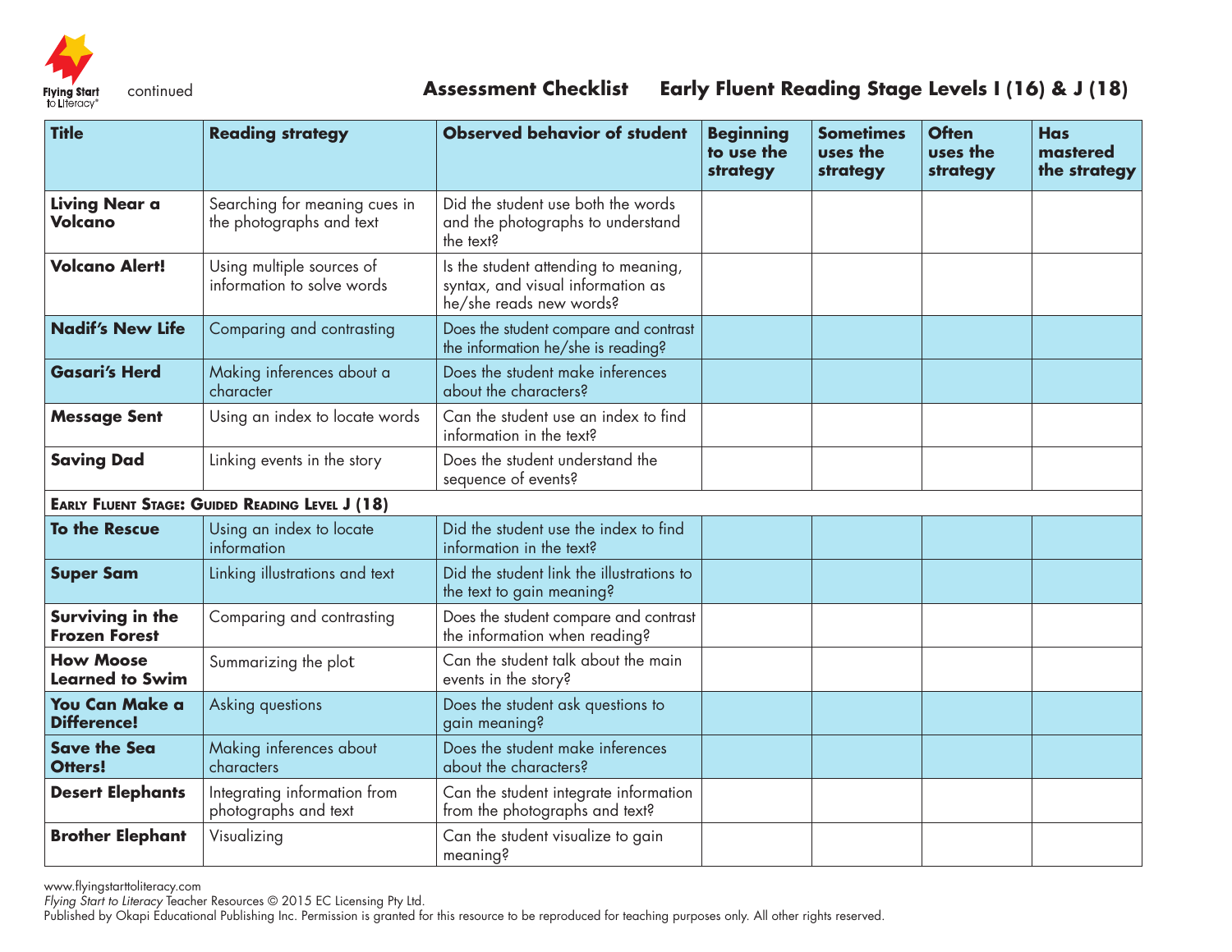continued

## Assessment Checklist Early Fluent Reading Stage Levels I (16) & J (18)

| Title | Reading strategy | Observed behavior of student | Beginning to use the strategy | Sometimes uses the strategy | Often uses the strategy | Has mastered the strategy |
|---|---|---|---|---|---|---|
| **Living Near a Volcano** | Searching for meaning cues in the photographs and text | Did the student use both the words and the photographs to understand the text? | | | | |
| **Volcano Alert!** | Using multiple sources of information to solve words | Is the student attending to meaning, syntax, and visual information as he/she reads new words? | | | | |
| **Nadif's New Life** | Comparing and contrasting | Does the student compare and contrast the information he/she is reading? | | | | |
| **Gasari's Herd** | Making inferences about a character | Does the student make inferences about the characters? | | | | |
| **Message Sent** | Using an index to locate words | Can the student use an index to find information in the text? | | | | |
| **Saving Dad** | Linking events in the story | Does the student understand the sequence of events? | | | | |
| **Early Fluent Stage: Guided Reading Level J (18)** | | | | | | |
| **To the Rescue** | Using an index to locate information | Did the student use the index to find information in the text? | | | | |
| **Super Sam** | Linking illustrations and text | Did the student link the illustrations to the text to gain meaning? | | | | |
| **Surviving in the Frozen Forest** | Comparing and contrasting | Does the student compare and contrast the information when reading? | | | | |
| **How Moose Learned to Swim** | Summarizing the plot | Can the student talk about the main events in the story? | | | | |
| **You Can Make a Difference!** | Asking questions | Does the student ask questions to gain meaning? | | | | |
| **Save the Sea Otters!** | Making inferences about characters | Does the student make inferences about the characters? | | | | |
| **Desert Elephants** | Integrating information from photographs and text | Can the student integrate information from the photographs and text? | | | | |
| **Brother Elephant** | Visualizing | Can the student visualize to gain meaning? | | | | |

www.flyingstarttoliteracy.com
*Flying Start to Literacy* Teacher Resources © 2015 EC Licensing Pty Ltd.
Published by Okapi Educational Publishing Inc. Permission is granted for this resource to be reproduced for teaching purposes only. All other rights reserved.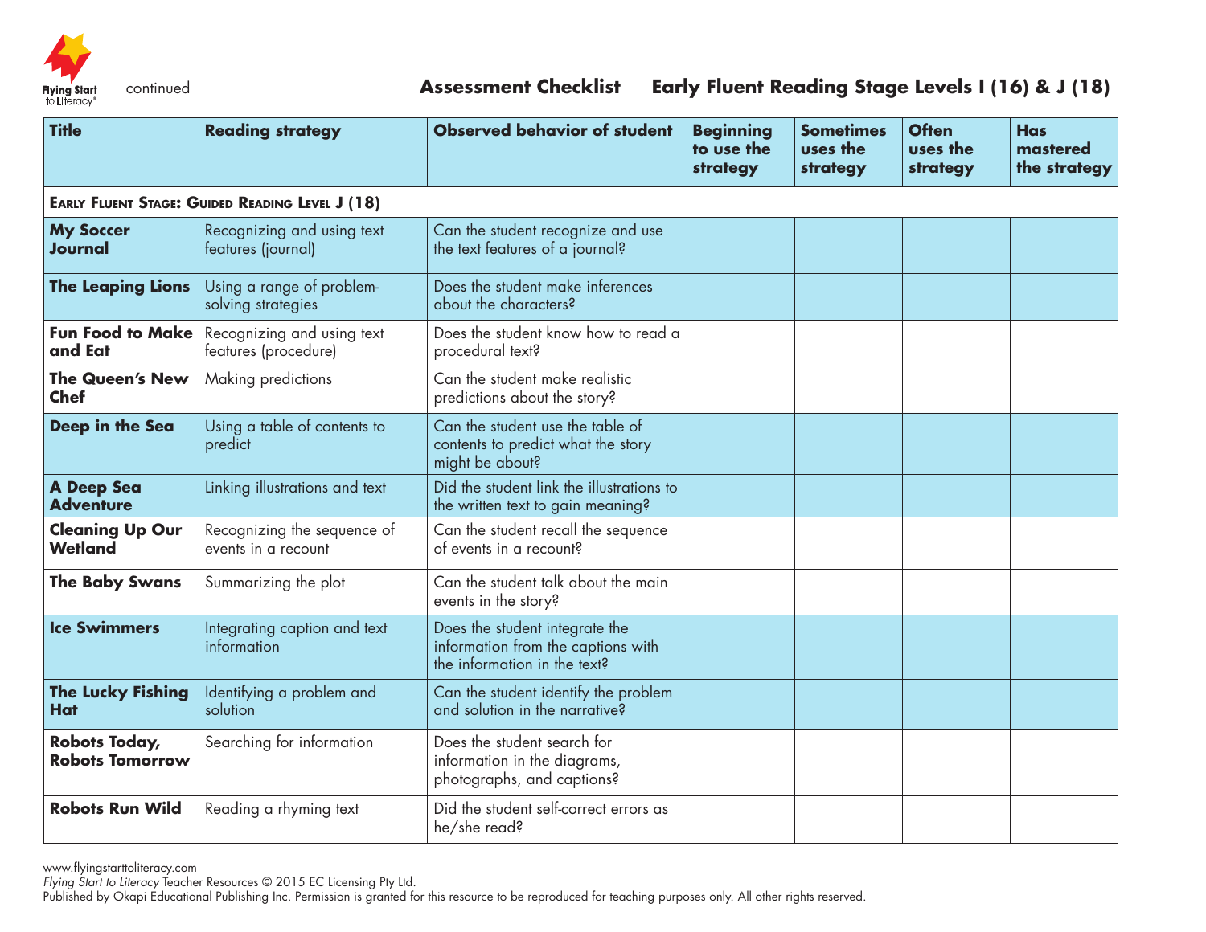continued

# Assessment Checklist Early Fluent Reading Stage Levels I (16) & J (18)

| Title | Reading strategy | Observed behavior of student | Beginning to use the strategy | Sometimes uses the strategy | Often uses the strategy | Has mastered the strategy |
|---|---|---|---|---|---|---|
| **Early Fluent Stage: Guided Reading Level J (18)** | | | | | | |
| **My Soccer Journal** | Recognizing and using text features (journal) | Can the student recognize and use the text features of a journal? | | | | |
| **The Leaping Lions** | Using a range of problem-solving strategies | Does the student make inferences about the characters? | | | | |
| **Fun Food to Make and Eat** | Recognizing and using text features (procedure) | Does the student know how to read a procedural text? | | | | |
| **The Queen's New Chef** | Making predictions | Can the student make realistic predictions about the story? | | | | |
| **Deep in the Sea** | Using a table of contents to predict | Can the student use the table of contents to predict what the story might be about? | | | | |
| **A Deep Sea Adventure** | Linking illustrations and text | Did the student link the illustrations to the written text to gain meaning? | | | | |
| **Cleaning Up Our Wetland** | Recognizing the sequence of events in a recount | Can the student recall the sequence of events in a recount? | | | | |
| **The Baby Swans** | Summarizing the plot | Can the student talk about the main events in the story? | | | | |
| **Ice Swimmers** | Integrating caption and text information | Does the student integrate the information from the captions with the information in the text? | | | | |
| **The Lucky Fishing Hat** | Identifying a problem and solution | Can the student identify the problem and solution in the narrative? | | | | |
| **Robots Today, Robots Tomorrow** | Searching for information | Does the student search for information in the diagrams, photographs, and captions? | | | | |
| **Robots Run Wild** | Reading a rhyming text | Did the student self-correct errors as he/she read? | | | | |

www.flyingstarttoliteracy.com
*Flying Start to Literacy* Teacher Resources © 2015 EC Licensing Pty Ltd.
Published by Okapi Educational Publishing Inc. Permission is granted for this resource to be reproduced for teaching purposes only. All other rights reserved.